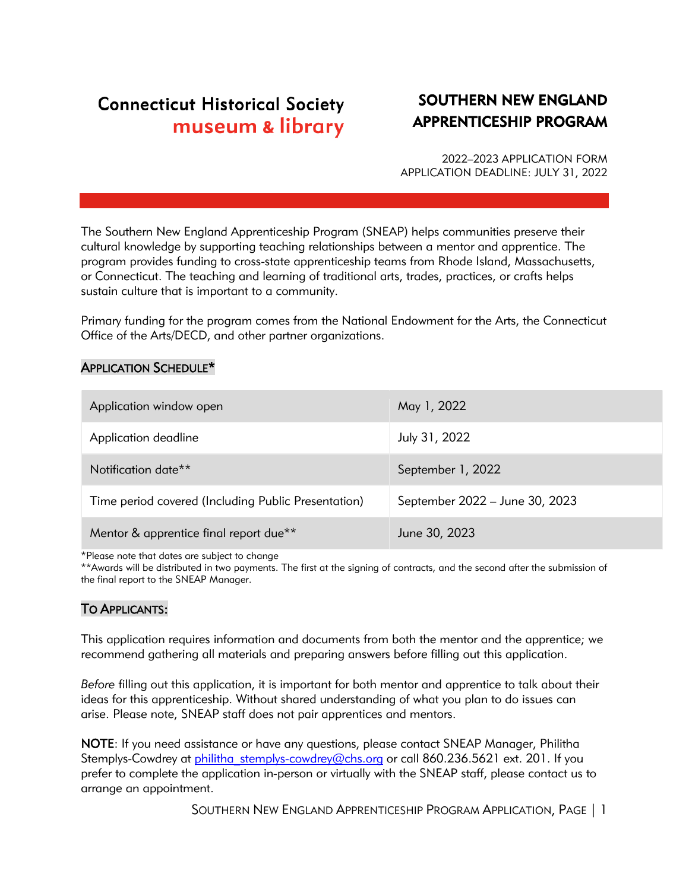Connecticut Historical Society
museum & library

# SOUTHERN NEW ENGLAND APPRENTICESHIP PROGRAM

2022–2023 APPLICATION FORM
APPLICATION DEADLINE: JULY 31, 2022

The Southern New England Apprenticeship Program (SNEAP) helps communities preserve their cultural knowledge by supporting teaching relationships between a mentor and apprentice. The program provides funding to cross-state apprenticeship teams from Rhode Island, Massachusetts, or Connecticut. The teaching and learning of traditional arts, trades, practices, or crafts helps sustain culture that is important to a community.

Primary funding for the program comes from the National Endowment for the Arts, the Connecticut Office of the Arts/DECD, and other partner organizations.

## Application Schedule*

| | |
|---|---|
| Application window open | May 1, 2022 |
| Application deadline | July 31, 2022 |
| Notification date** | September 1, 2022 |
| Time period covered (Including Public Presentation) | September 2022 – June 30, 2023 |
| Mentor & apprentice final report due** | June 30, 2023 |

*Please note that dates are subject to change
**Awards will be distributed in two payments. The first at the signing of contracts, and the second after the submission of the final report to the SNEAP Manager.

## To Applicants:

This application requires information and documents from both the mentor and the apprentice; we recommend gathering all materials and preparing answers before filling out this application.

*Before* filling out this application, it is important for both mentor and apprentice to talk about their ideas for this apprenticeship. Without shared understanding of what you plan to do issues can arise. Please note, SNEAP staff does not pair apprentices and mentors.

**NOTE**: If you need assistance or have any questions, please contact SNEAP Manager, Philitha Stemplys-Cowdrey at philitha_stemplys-cowdrey@chs.org or call 860.236.5621 ext. 201. If you prefer to complete the application in-person or virtually with the SNEAP staff, please contact us to arrange an appointment.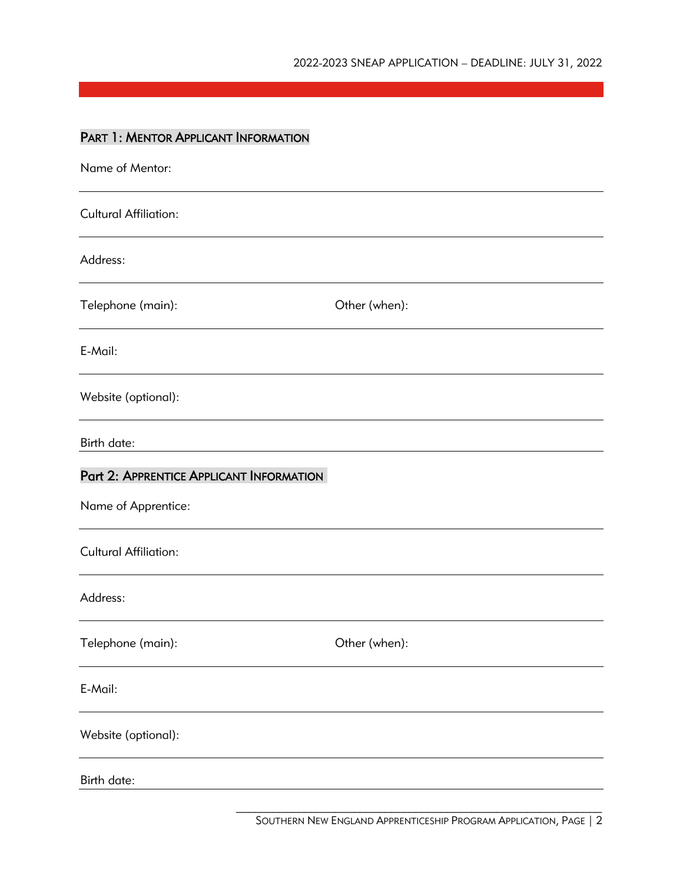## PART 1: MENTOR APPLICANT INFORMATION

Name of Mentor:

Cultural Affiliation:

Address:

Telephone (main): Other (when):

E-Mail:

Website (optional):

Birth date:

## Part 2: APPRENTICE APPLICANT INFORMATION

Name of Apprentice:

Cultural Affiliation:

Address:

Telephone (main): Other (when):

E-Mail:

Website (optional):

Birth date: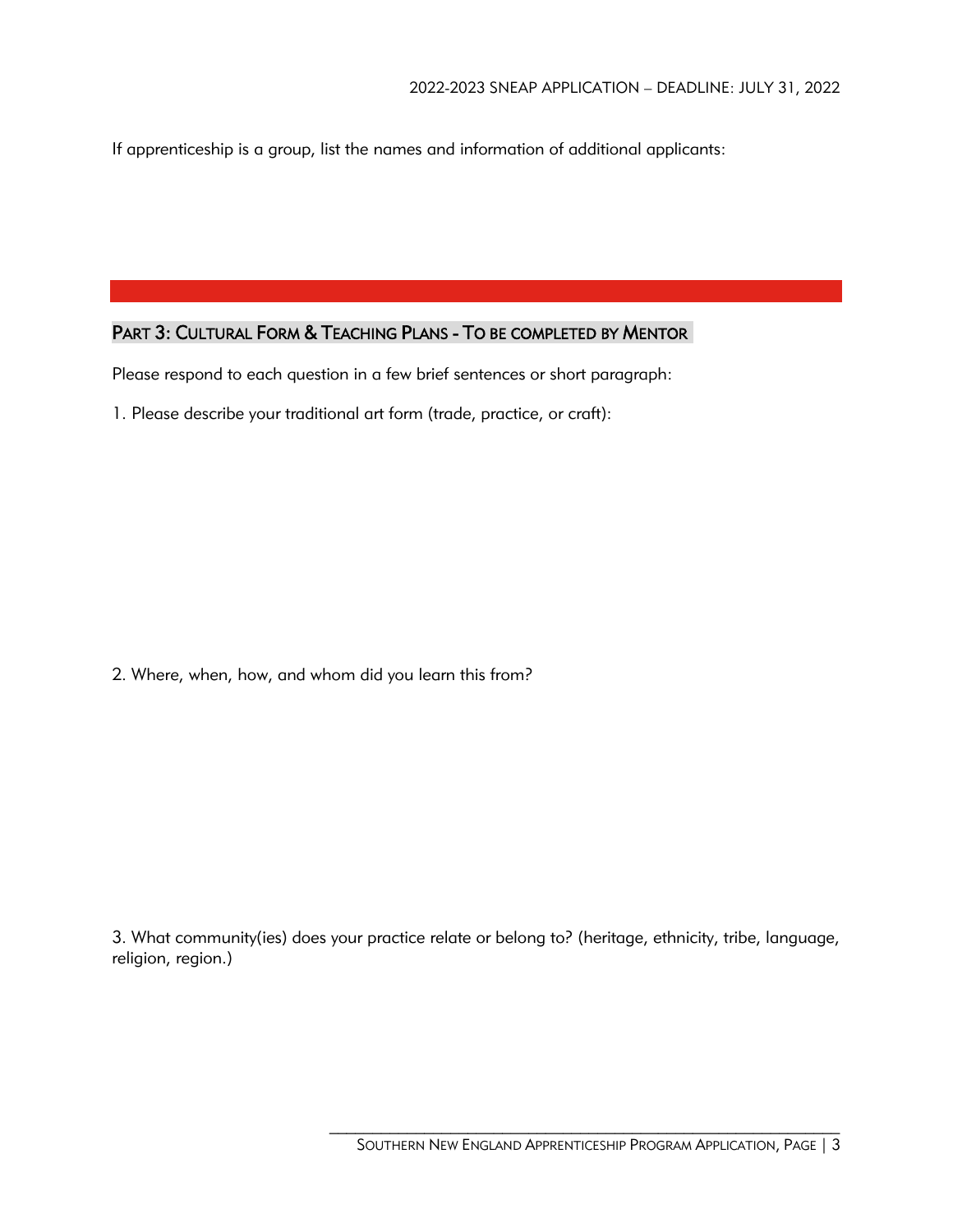If apprenticeship is a group, list the names and information of additional applicants:

## PART 3: CULTURAL FORM & TEACHING PLANS - TO BE COMPLETED BY MENTOR

Please respond to each question in a few brief sentences or short paragraph:

1. Please describe your traditional art form (trade, practice, or craft):

2. Where, when, how, and whom did you learn this from?

3. What community(ies) does your practice relate or belong to? (heritage, ethnicity, tribe, language, religion, region.)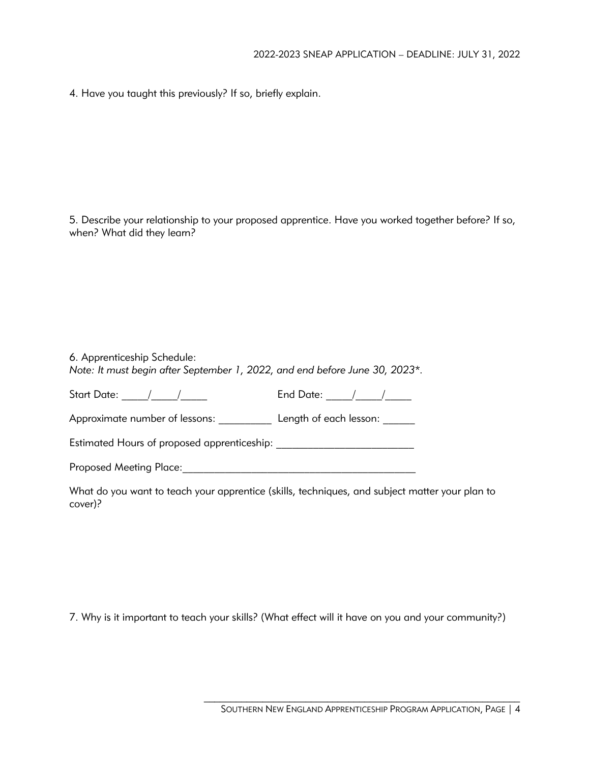4. Have you taught this previously? If so, briefly explain.

5. Describe your relationship to your proposed apprentice. Have you worked together before? If so, when? What did they learn?

6. Apprenticeship Schedule:
*Note: It must begin after September 1, 2022, and end before June 30, 2023*.*

Start Date: _____/_____/_____ End Date: _____/_____/_____

Approximate number of lessons: __________ Length of each lesson: ______

Estimated Hours of proposed apprenticeship: _________________________

Proposed Meeting Place:___________________________________________

What do you want to teach your apprentice (skills, techniques, and subject matter your plan to cover)?

7. Why is it important to teach your skills? (What effect will it have on you and your community?)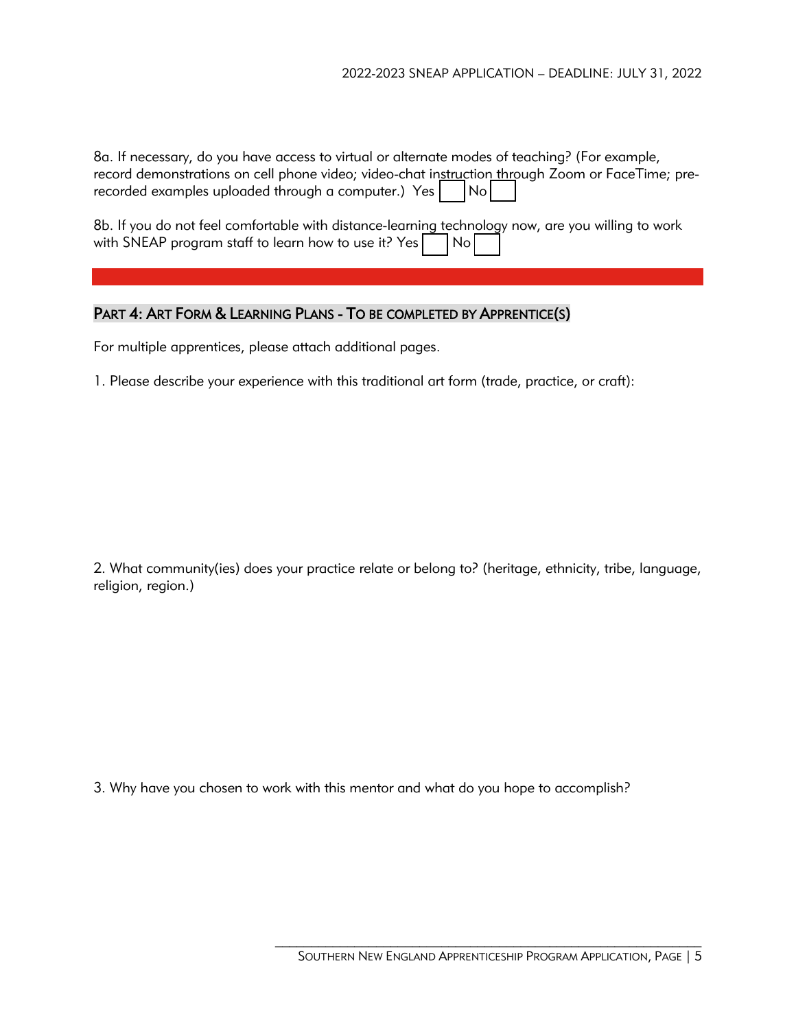8a. If necessary, do you have access to virtual or alternate modes of teaching? (For example, record demonstrations on cell phone video; video-chat instruction through Zoom or FaceTime; pre-recorded examples uploaded through a computer.) Yes ☐ No ☐

8b. If you do not feel comfortable with distance-learning technology now, are you willing to work with SNEAP program staff to learn how to use it? Yes ☐ No ☐

## PART 4: ART FORM & LEARNING PLANS - TO BE COMPLETED BY APPRENTICE(S)

For multiple apprentices, please attach additional pages.

1. Please describe your experience with this traditional art form (trade, practice, or craft):

2. What community(ies) does your practice relate or belong to? (heritage, ethnicity, tribe, language, religion, region.)

3. Why have you chosen to work with this mentor and what do you hope to accomplish?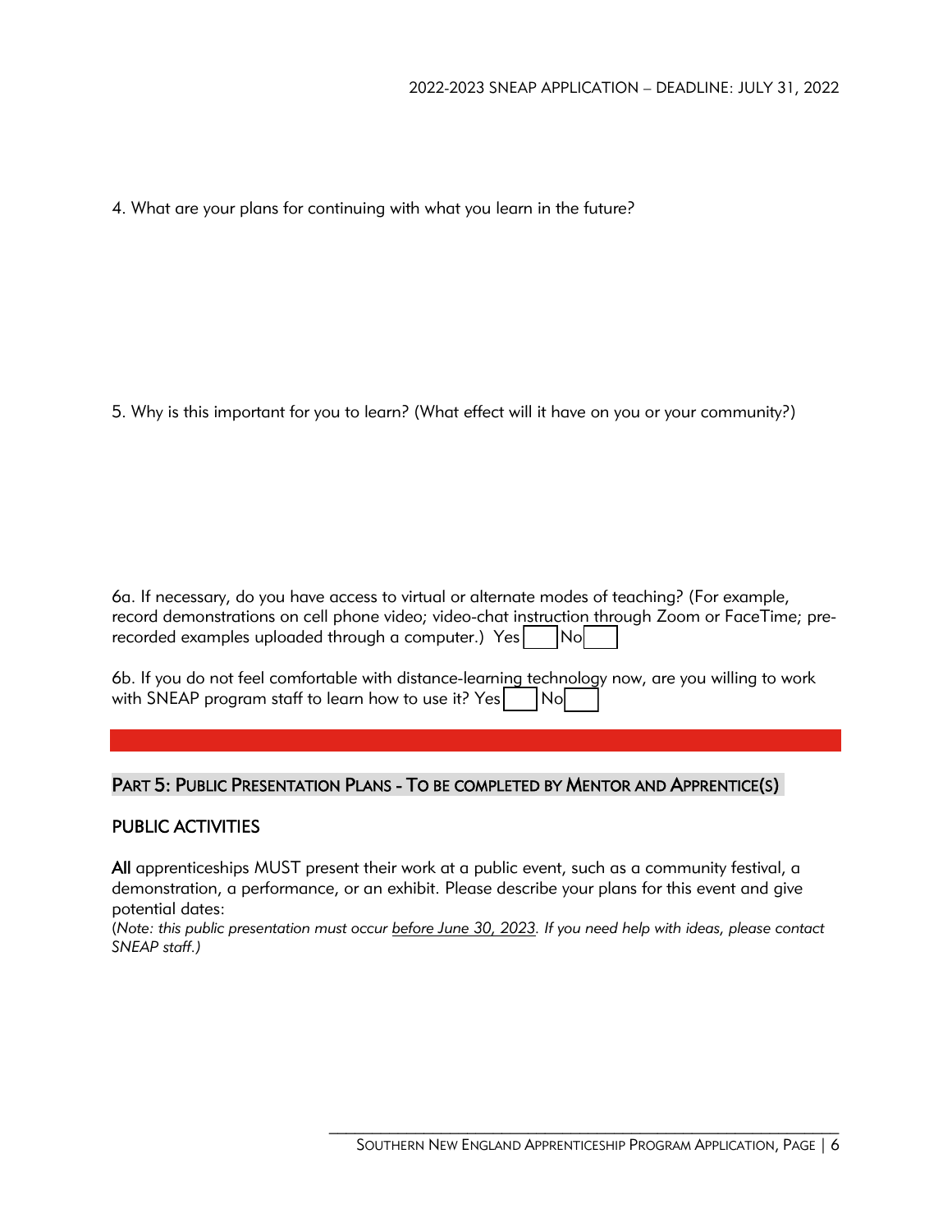4. What are your plans for continuing with what you learn in the future?

5. Why is this important for you to learn? (What effect will it have on you or your community?)

6a. If necessary, do you have access to virtual or alternate modes of teaching? (For example, record demonstrations on cell phone video; video-chat instruction through Zoom or FaceTime; pre-recorded examples uploaded through a computer.) Yes ☐ No ☐

6b. If you do not feel comfortable with distance-learning technology now, are you willing to work with SNEAP program staff to learn how to use it? Yes ☐ No ☐

## PART 5: PUBLIC PRESENTATION PLANS - TO BE COMPLETED BY MENTOR AND APPRENTICE(S)

### PUBLIC ACTIVITIES

**All** apprenticeships MUST present their work at a public event, such as a community festival, a demonstration, a performance, or an exhibit. Please describe your plans for this event and give potential dates:

(*Note: this public presentation must occur before June 30, 2023. If you need help with ideas, please contact SNEAP staff.)*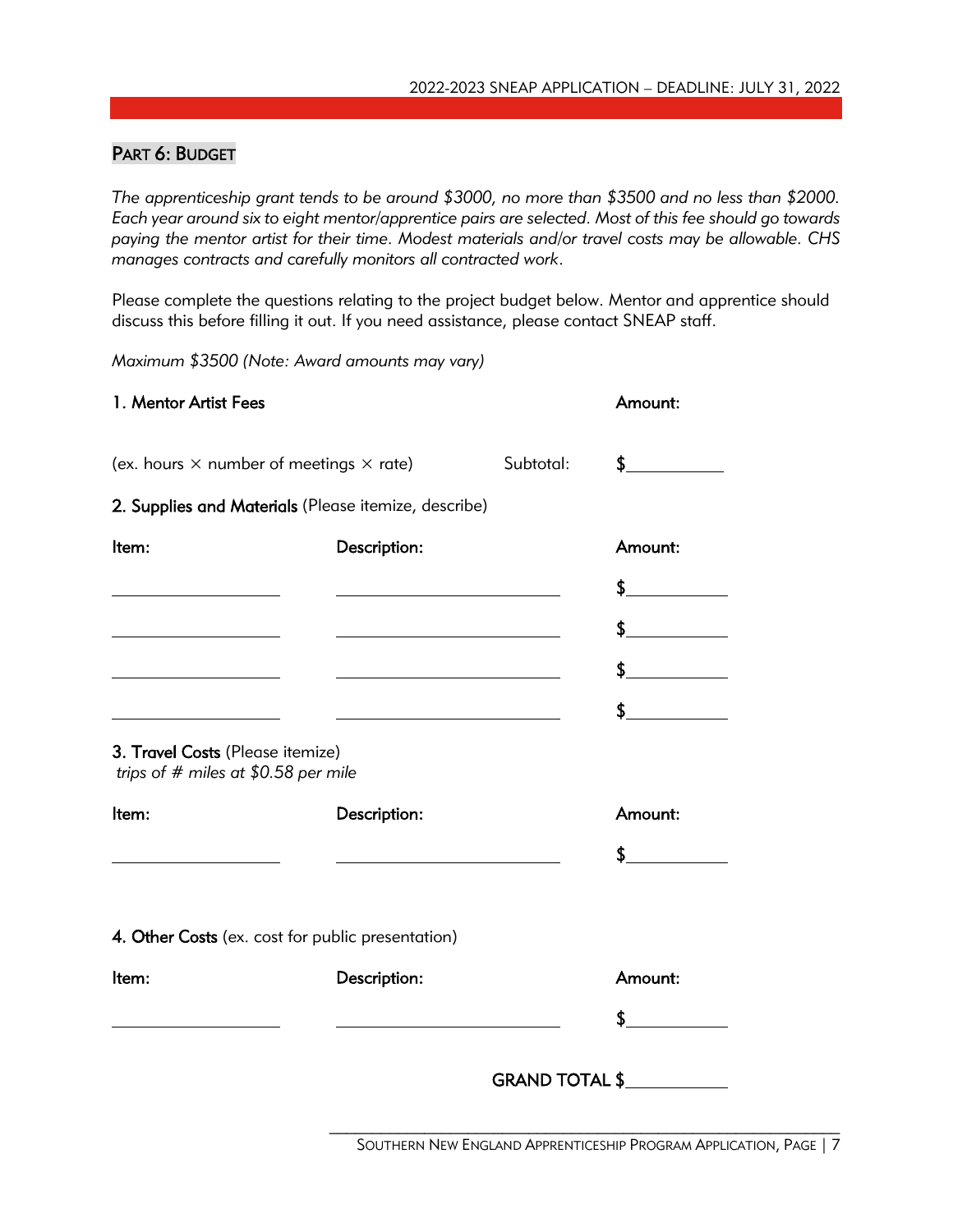## PART 6: BUDGET

*The apprenticeship grant tends to be around $3000, no more than $3500 and no less than $2000. Each year around six to eight mentor/apprentice pairs are selected. Most of this fee should go towards paying the mentor artist for their time. Modest materials and/or travel costs may be allowable. CHS manages contracts and carefully monitors all contracted work.*

Please complete the questions relating to the project budget below. Mentor and apprentice should discuss this before filling it out. If you need assistance, please contact SNEAP staff.

*Maximum $3500 (Note: Award amounts may vary)*

**1. Mentor Artist Fees** — Amount:

(ex. hours × number of meetings × rate) Subtotal: $__________

**2. Supplies and Materials** (Please itemize, describe)

| Item: | Description: | Amount: |
|---|---|---|
| | | $ |
| | | $ |
| | | $ |
| | | $ |

**3. Travel Costs** (Please itemize)
*trips of # miles at $0.58 per mile*

| Item: | Description: | Amount: |
|---|---|---|
| | | $ |

**4. Other Costs** (ex. cost for public presentation)

| Item: | Description: | Amount: |
|---|---|---|
| | | $ |

**GRAND TOTAL $**__________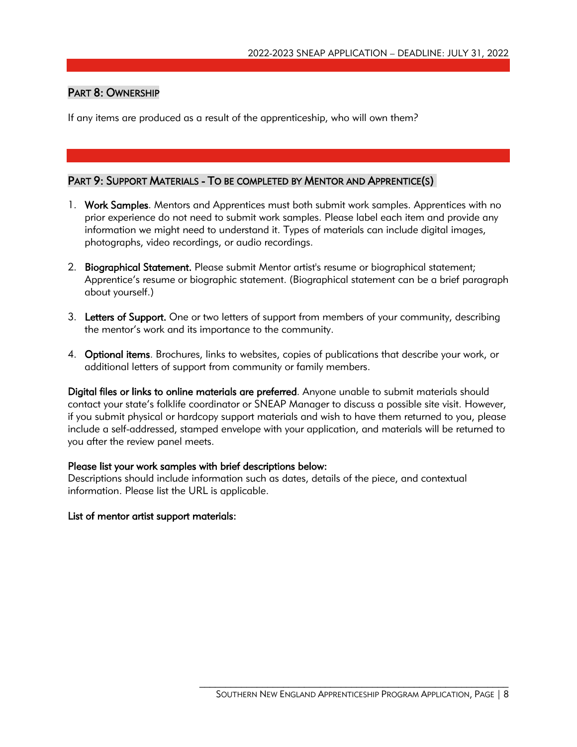## Part 8: Ownership

If any items are produced as a result of the apprenticeship, who will own them?

## Part 9: Support Materials - To be completed by Mentor and Apprentice(s)

1. **Work Samples**. Mentors and Apprentices must both submit work samples. Apprentices with no prior experience do not need to submit work samples. Please label each item and provide any information we might need to understand it. Types of materials can include digital images, photographs, video recordings, or audio recordings.

2. **Biographical Statement.** Please submit Mentor artist's resume or biographical statement; Apprentice's resume or biographic statement. (Biographical statement can be a brief paragraph about yourself.)

3. **Letters of Support.** One or two letters of support from members of your community, describing the mentor's work and its importance to the community.

4. **Optional items**. Brochures, links to websites, copies of publications that describe your work, or additional letters of support from community or family members.

**Digital files or links to online materials are preferred**. Anyone unable to submit materials should contact your state's folklife coordinator or SNEAP Manager to discuss a possible site visit. However, if you submit physical or hardcopy support materials and wish to have them returned to you, please include a self-addressed, stamped envelope with your application, and materials will be returned to you after the review panel meets.

**Please list your work samples with brief descriptions below:**
Descriptions should include information such as dates, details of the piece, and contextual information. Please list the URL is applicable.

**List of mentor artist support materials:**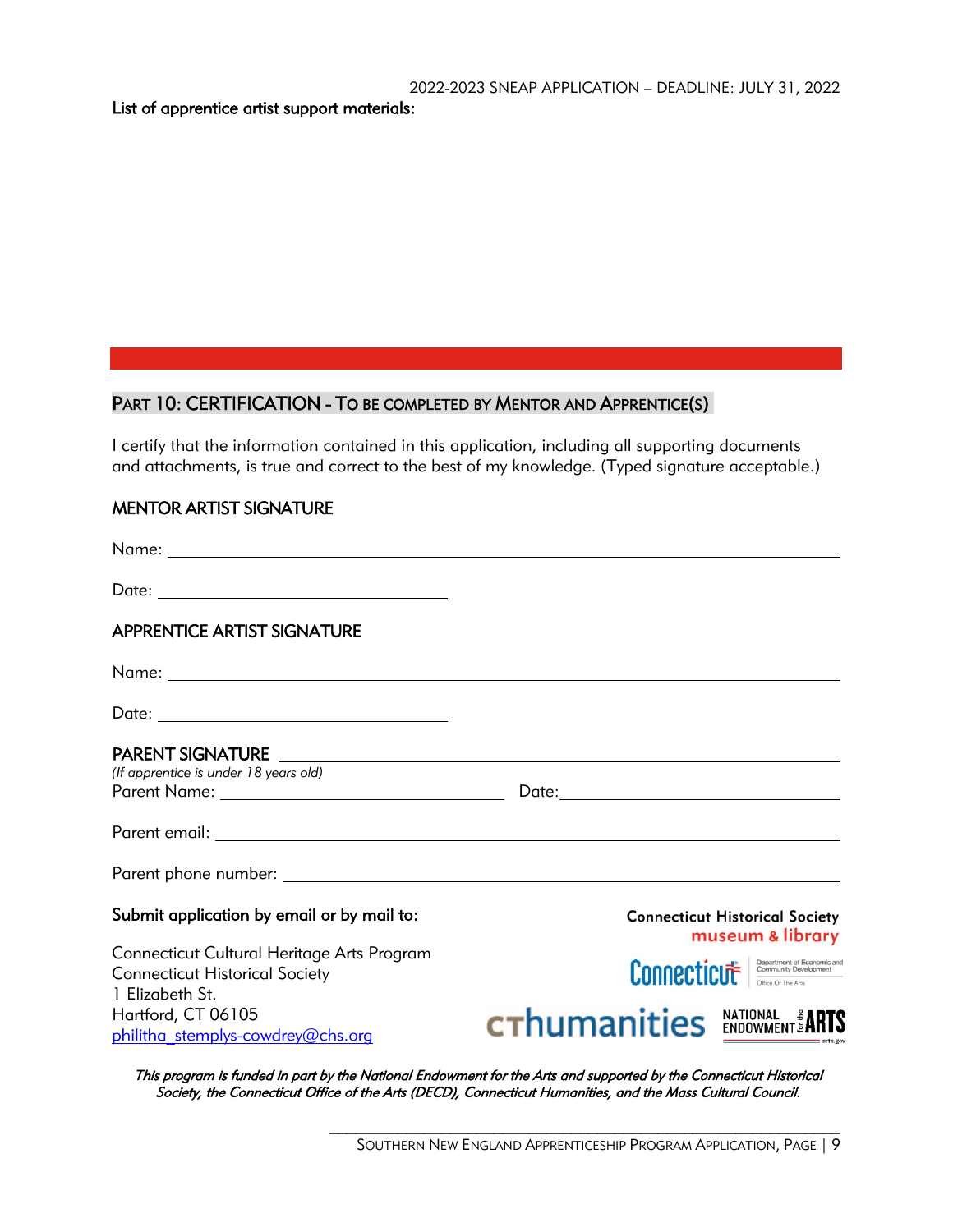List of apprentice artist support materials:

## PART 10: CERTIFICATION - TO BE COMPLETED BY MENTOR AND APPRENTICE(S)

I certify that the information contained in this application, including all supporting documents and attachments, is true and correct to the best of my knowledge. (Typed signature acceptable.)

### MENTOR ARTIST SIGNATURE

Name: ______________________________

Date: ______________________________

### APPRENTICE ARTIST SIGNATURE

Name: ______________________________

Date: ______________________________

### PARENT SIGNATURE ______________________________

*(If apprentice is under 18 years old)*

Parent Name: ______________________________ Date: ______________________________

Parent email: ______________________________

Parent phone number: ______________________________

**Submit application by email or by mail to:**

Connecticut Cultural Heritage Arts Program
Connecticut Historical Society
1 Elizabeth St.
Hartford, CT 06105
philitha_stemplys-cowdrey@chs.org

Connecticut Historical Society museum & library

Connecticut Department of Economic and Community Development Office Of The Arts

CT humanities

National Endowment for the Arts arts.gov

*This program is funded in part by the National Endowment for the Arts and supported by the Connecticut Historical Society, the Connecticut Office of the Arts (DECD), Connecticut Humanities, and the Mass Cultural Council.*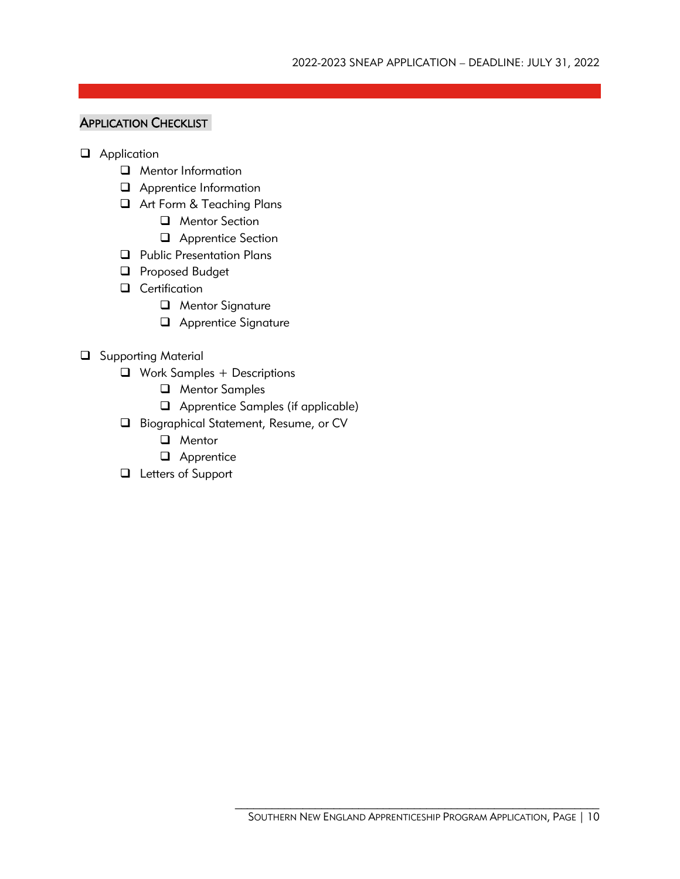## Application Checklist

- [ ] Application
    - [ ] Mentor Information
    - [ ] Apprentice Information
    - [ ] Art Form & Teaching Plans
        - [ ] Mentor Section
        - [ ] Apprentice Section
    - [ ] Public Presentation Plans
    - [ ] Proposed Budget
    - [ ] Certification
        - [ ] Mentor Signature
        - [ ] Apprentice Signature

- [ ] Supporting Material
    - [ ] Work Samples + Descriptions
        - [ ] Mentor Samples
        - [ ] Apprentice Samples (if applicable)
    - [ ] Biographical Statement, Resume, or CV
        - [ ] Mentor
        - [ ] Apprentice
    - [ ] Letters of Support